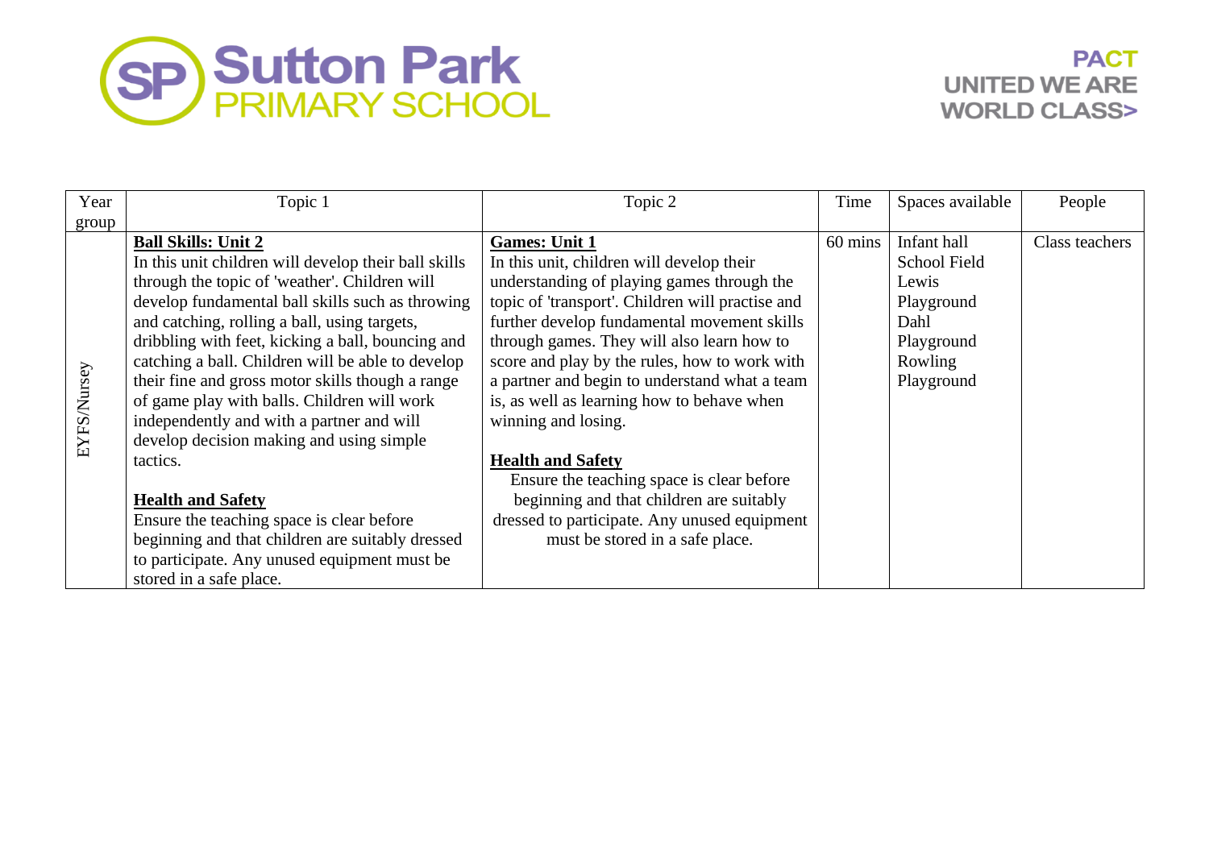Sutton Park PRIMARY SCHOOL

PACT UNITED WE ARE WORLD CLASS>

| Year group | Topic 1 | Topic 2 | Time | Spaces available | People |
|---|---|---|---|---|---|
| EYFS/Nursey | **Ball Skills: Unit 2**<br>In this unit children will develop their ball skills through the topic of 'weather'. Children will develop fundamental ball skills such as throwing and catching, rolling a ball, using targets, dribbling with feet, kicking a ball, bouncing and catching a ball. Children will be able to develop their fine and gross motor skills though a range of game play with balls. Children will work independently and with a partner and will develop decision making and using simple tactics.<br><br>**Health and Safety**<br>Ensure the teaching space is clear before beginning and that children are suitably dressed to participate. Any unused equipment must be stored in a safe place. | **Games: Unit 1**<br>In this unit, children will develop their understanding of playing games through the topic of 'transport'. Children will practise and further develop fundamental movement skills through games. They will also learn how to score and play by the rules, how to work with a partner and begin to understand what a team is, as well as learning how to behave when winning and losing.<br><br>**Health and Safety**<br>Ensure the teaching space is clear before beginning and that children are suitably dressed to participate. Any unused equipment must be stored in a safe place. | 60 mins | Infant hall<br>School Field<br>Lewis Playground<br>Dahl Playground<br>Rowling Playground | Class teachers |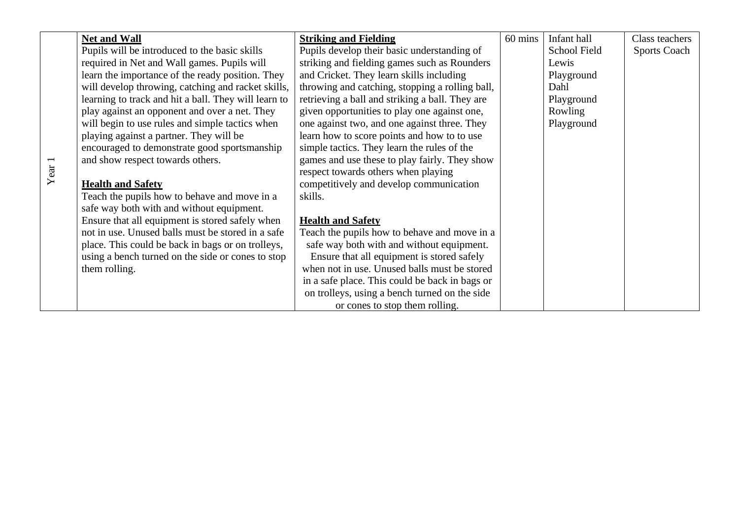| | | | | | |
|---|---|---|---|---|---|
| Year 1 | **Net and Wall**<br>Pupils will be introduced to the basic skills required in Net and Wall games. Pupils will learn the importance of the ready position. They will develop throwing, catching and racket skills, learning to track and hit a ball. They will learn to play against an opponent and over a net. They will begin to use rules and simple tactics when playing against a partner. They will be encouraged to demonstrate good sportsmanship and show respect towards others.<br><br>**Health and Safety**<br>Teach the pupils how to behave and move in a safe way both with and without equipment. Ensure that all equipment is stored safely when not in use. Unused balls must be stored in a safe place. This could be back in bags or on trolleys, using a bench turned on the side or cones to stop them rolling. | **Striking and Fielding**<br>Pupils develop their basic understanding of striking and fielding games such as Rounders and Cricket. They learn skills including throwing and catching, stopping a rolling ball, retrieving a ball and striking a ball. They are given opportunities to play one against one, one against two, and one against three. They learn how to score points and how to to use simple tactics. They learn the rules of the games and use these to play fairly. They show respect towards others when playing competitively and develop communication skills.<br><br>**Health and Safety**<br>Teach the pupils how to behave and move in a safe way both with and without equipment. Ensure that all equipment is stored safely when not in use. Unused balls must be stored in a safe place. This could be back in bags or on trolleys, using a bench turned on the side or cones to stop them rolling. | 60 mins | Infant hall<br>School Field<br>Lewis Playground<br>Dahl Playground<br>Rowling Playground | Class teachers<br>Sports Coach |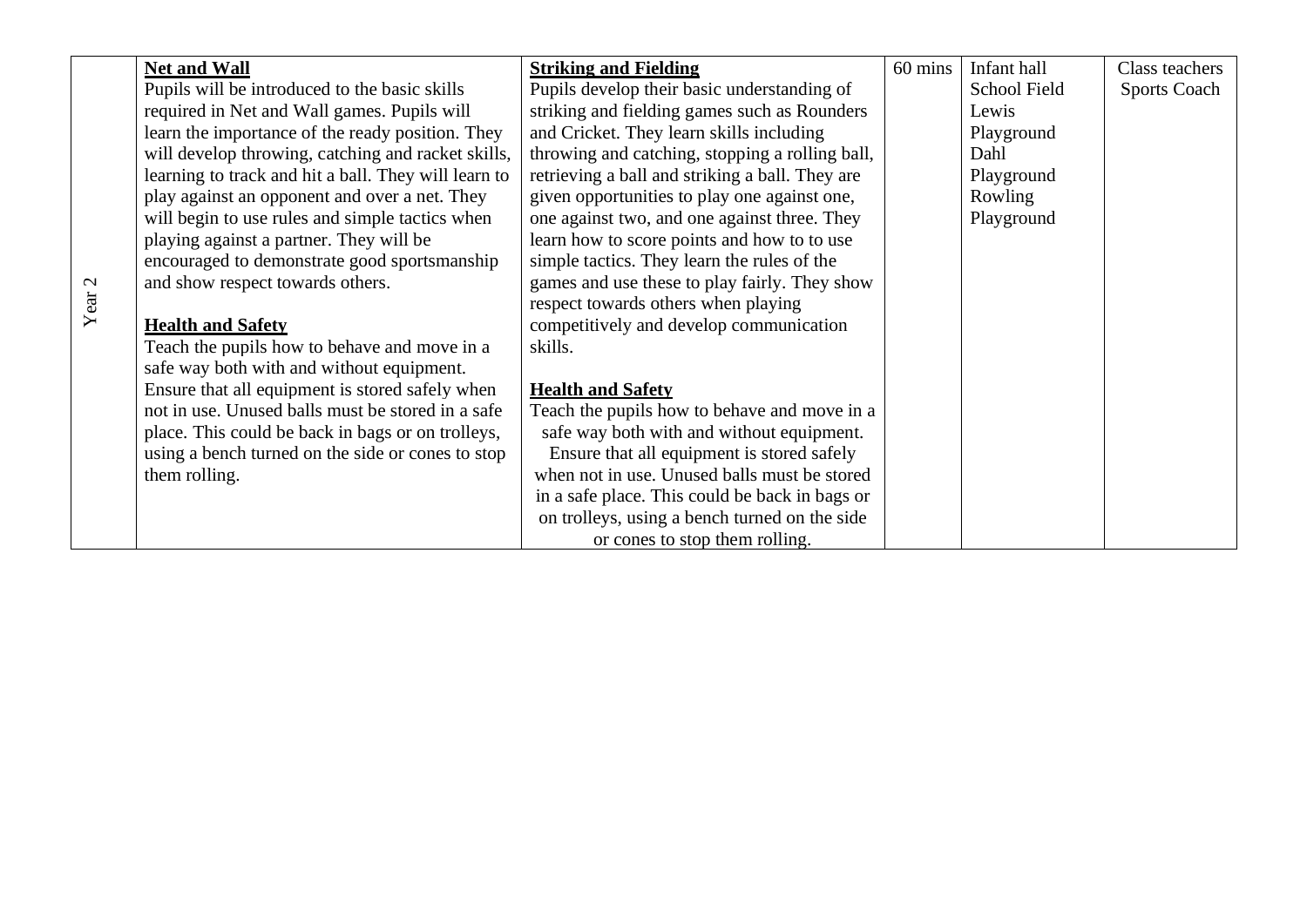| | | | | | |
|---|---|---|---|---|---|
| Year 2 | **Net and Wall**<br>Pupils will be introduced to the basic skills required in Net and Wall games. Pupils will learn the importance of the ready position. They will develop throwing, catching and racket skills, learning to track and hit a ball. They will learn to play against an opponent and over a net. They will begin to use rules and simple tactics when playing against a partner. They will be encouraged to demonstrate good sportsmanship and show respect towards others.<br><br>**Health and Safety**<br>Teach the pupils how to behave and move in a safe way both with and without equipment. Ensure that all equipment is stored safely when not in use. Unused balls must be stored in a safe place. This could be back in bags or on trolleys, using a bench turned on the side or cones to stop them rolling. | **Striking and Fielding**<br>Pupils develop their basic understanding of striking and fielding games such as Rounders and Cricket. They learn skills including throwing and catching, stopping a rolling ball, retrieving a ball and striking a ball. They are given opportunities to play one against one, one against two, and one against three. They learn how to score points and how to to use simple tactics. They learn the rules of the games and use these to play fairly. They show respect towards others when playing competitively and develop communication skills.<br><br>**Health and Safety**<br>Teach the pupils how to behave and move in a safe way both with and without equipment. Ensure that all equipment is stored safely when not in use. Unused balls must be stored in a safe place. This could be back in bags or on trolleys, using a bench turned on the side or cones to stop them rolling. | 60 mins | Infant hall<br>School Field<br>Lewis Playground<br>Dahl Playground<br>Rowling Playground | Class teachers<br>Sports Coach |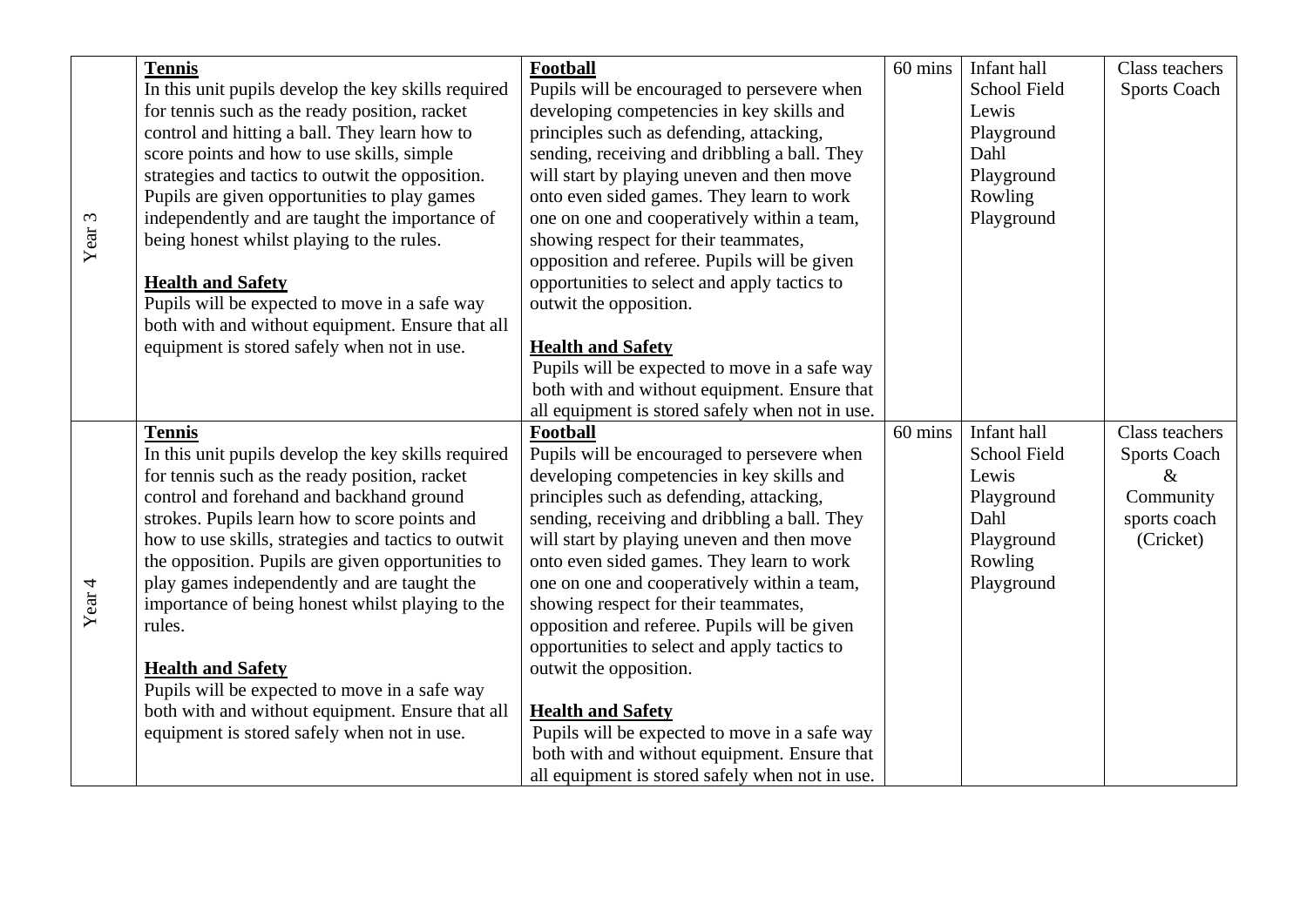| | | | | | |
|---|---|---|---|---|---|
| Year 3 | **Tennis**<br>In this unit pupils develop the key skills required for tennis such as the ready position, racket control and hitting a ball. They learn how to score points and how to use skills, simple strategies and tactics to outwit the opposition. Pupils are given opportunities to play games independently and are taught the importance of being honest whilst playing to the rules.<br><br>**Health and Safety**<br>Pupils will be expected to move in a safe way both with and without equipment. Ensure that all equipment is stored safely when not in use. | **Football**<br>Pupils will be encouraged to persevere when developing competencies in key skills and principles such as defending, attacking, sending, receiving and dribbling a ball. They will start by playing uneven and then move onto even sided games. They learn to work one on one and cooperatively within a team, showing respect for their teammates, opposition and referee. Pupils will be given opportunities to select and apply tactics to outwit the opposition.<br><br>**Health and Safety**<br>Pupils will be expected to move in a safe way both with and without equipment. Ensure that all equipment is stored safely when not in use. | 60 mins | Infant hall<br>School Field<br>Lewis Playground<br>Dahl Playground<br>Rowling Playground | Class teachers<br>Sports Coach |
| Year 4 | **Tennis**<br>In this unit pupils develop the key skills required for tennis such as the ready position, racket control and forehand and backhand ground strokes. Pupils learn how to score points and how to use skills, strategies and tactics to outwit the opposition. Pupils are given opportunities to play games independently and are taught the importance of being honest whilst playing to the rules.<br><br>**Health and Safety**<br>Pupils will be expected to move in a safe way both with and without equipment. Ensure that all equipment is stored safely when not in use. | **Football**<br>Pupils will be encouraged to persevere when developing competencies in key skills and principles such as defending, attacking, sending, receiving and dribbling a ball. They will start by playing uneven and then move onto even sided games. They learn to work one on one and cooperatively within a team, showing respect for their teammates, opposition and referee. Pupils will be given opportunities to select and apply tactics to outwit the opposition.<br><br>**Health and Safety**<br>Pupils will be expected to move in a safe way both with and without equipment. Ensure that all equipment is stored safely when not in use. | 60 mins | Infant hall<br>School Field<br>Lewis Playground<br>Dahl Playground<br>Rowling Playground | Class teachers<br>Sports Coach<br>&<br>Community sports coach (Cricket) |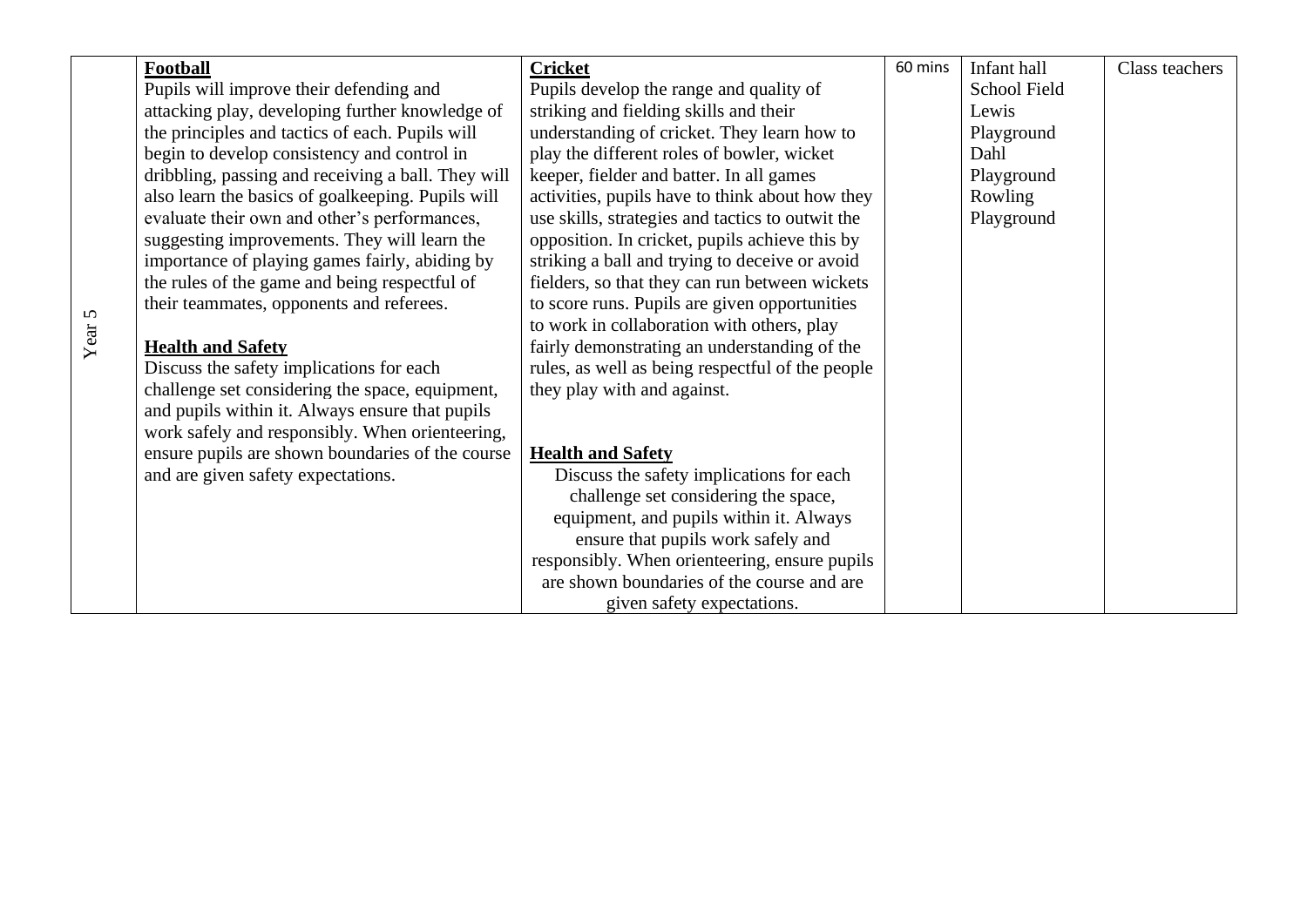| | | | | | |
|---|---|---|---|---|---|
| Year 5 | **Football**<br>Pupils will improve their defending and attacking play, developing further knowledge of the principles and tactics of each. Pupils will begin to develop consistency and control in dribbling, passing and receiving a ball. They will also learn the basics of goalkeeping. Pupils will evaluate their own and other's performances, suggesting improvements. They will learn the importance of playing games fairly, abiding by the rules of the game and being respectful of their teammates, opponents and referees.<br><br>**Health and Safety**<br>Discuss the safety implications for each challenge set considering the space, equipment, and pupils within it. Always ensure that pupils work safely and responsibly. When orienteering, ensure pupils are shown boundaries of the course and are given safety expectations. | **Cricket**<br>Pupils develop the range and quality of striking and fielding skills and their understanding of cricket. They learn how to play the different roles of bowler, wicket keeper, fielder and batter. In all games activities, pupils have to think about how they use skills, strategies and tactics to outwit the opposition. In cricket, pupils achieve this by striking a ball and trying to deceive or avoid fielders, so that they can run between wickets to score runs. Pupils are given opportunities to work in collaboration with others, play fairly demonstrating an understanding of the rules, as well as being respectful of the people they play with and against.<br><br>**Health and Safety**<br>Discuss the safety implications for each challenge set considering the space, equipment, and pupils within it. Always ensure that pupils work safely and responsibly. When orienteering, ensure pupils are shown boundaries of the course and are given safety expectations. | 60 mins | Infant hall<br>School Field<br>Lewis Playground<br>Dahl Playground<br>Rowling Playground | Class teachers |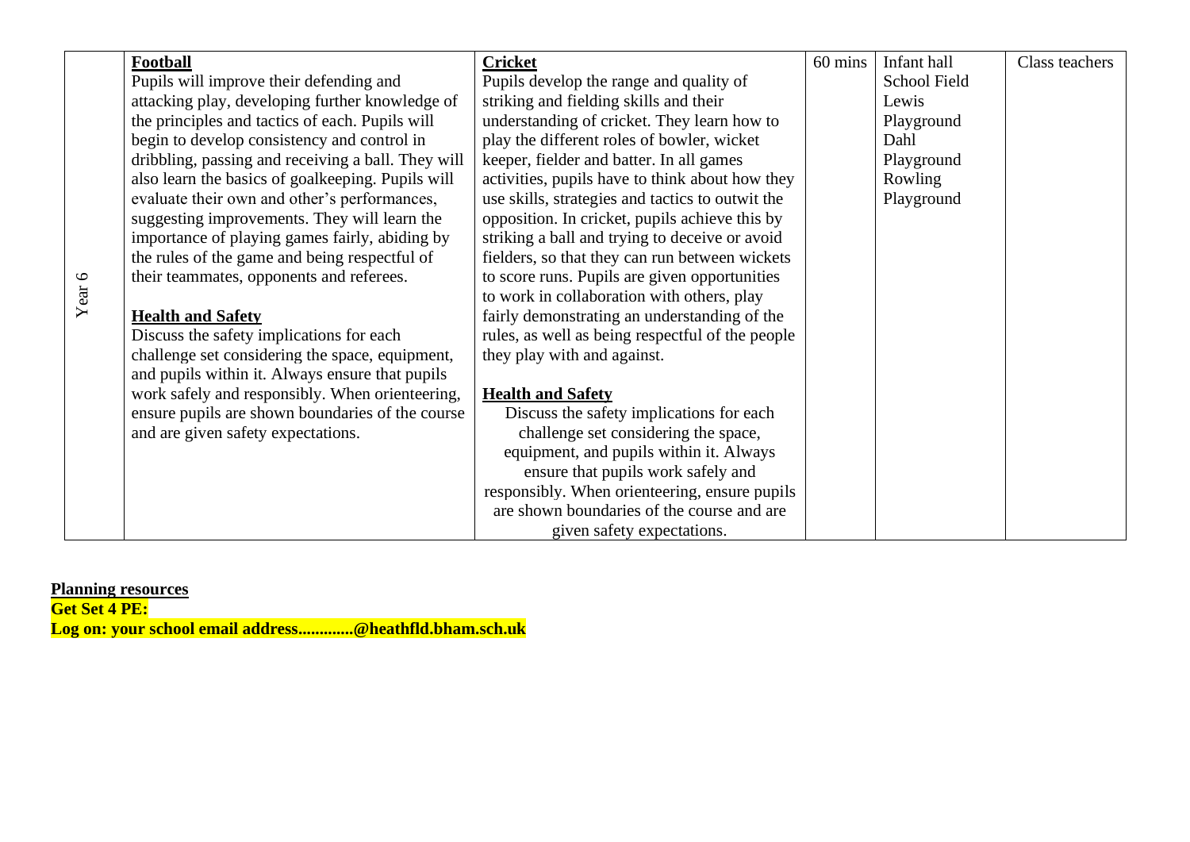| | | | | | |
|---|---|---|---|---|---|
| Year 6 | **Football**<br>Pupils will improve their defending and attacking play, developing further knowledge of the principles and tactics of each. Pupils will begin to develop consistency and control in dribbling, passing and receiving a ball. They will also learn the basics of goalkeeping. Pupils will evaluate their own and other's performances, suggesting improvements. They will learn the importance of playing games fairly, abiding by the rules of the game and being respectful of their teammates, opponents and referees.<br><br>**Health and Safety**<br>Discuss the safety implications for each challenge set considering the space, equipment, and pupils within it. Always ensure that pupils work safely and responsibly. When orienteering, ensure pupils are shown boundaries of the course and are given safety expectations. | **Cricket**<br>Pupils develop the range and quality of striking and fielding skills and their understanding of cricket. They learn how to play the different roles of bowler, wicket keeper, fielder and batter. In all games activities, pupils have to think about how they use skills, strategies and tactics to outwit the opposition. In cricket, pupils achieve this by striking a ball and trying to deceive or avoid fielders, so that they can run between wickets to score runs. Pupils are given opportunities to work in collaboration with others, play fairly demonstrating an understanding of the rules, as well as being respectful of the people they play with and against.<br><br>**Health and Safety**<br>Discuss the safety implications for each challenge set considering the space, equipment, and pupils within it. Always ensure that pupils work safely and responsibly. When orienteering, ensure pupils are shown boundaries of the course and are given safety expectations. | 60 mins | Infant hall<br>School Field<br>Lewis Playground<br>Dahl Playground<br>Rowling Playground | Class teachers |

**Planning resources**
**Get Set 4 PE:**
**Log on: your school email address............@heathfld.bham.sch.uk**